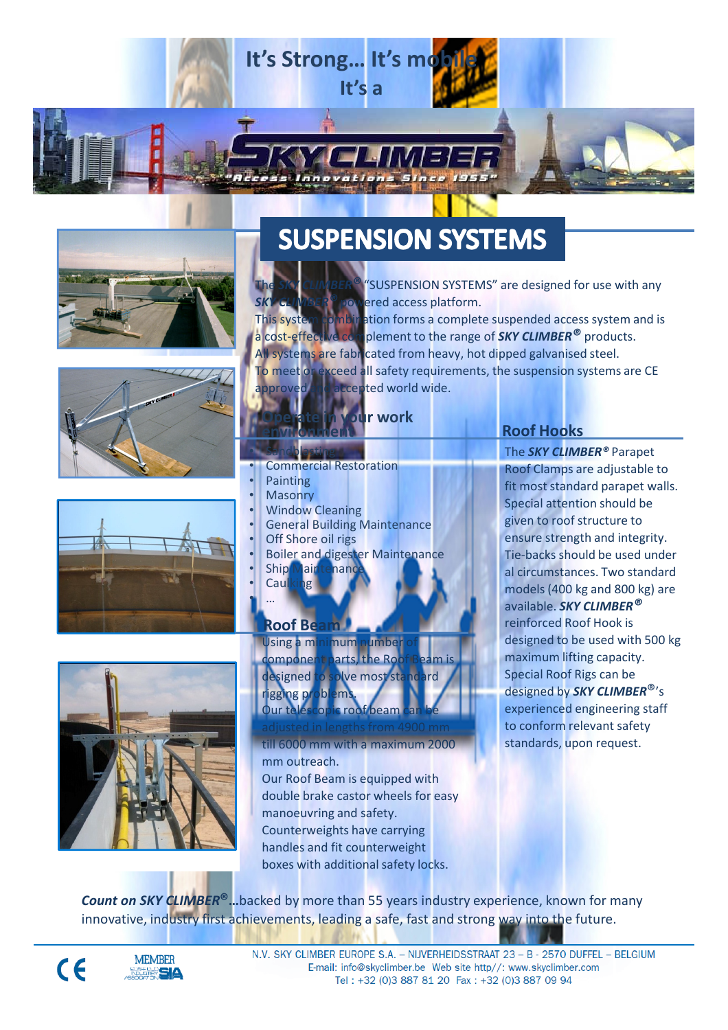# It's Strong… It's mobile

## It's a

SKY CLIMBER

"Access Innovations Since 1955"

# SUSPENSION SYSTEMS

The *SKY CLIMBER®* "SUSPENSION SYSTEMS" are designed for use with any *SKY CLIMBER®* powered access platform.

This system combination forms a complete suspended access system and is a cost-effective complement to the range of ***SKY CLIMBER®*** products.

All systems are fabricated from heavy, hot dipped galvanised steel.

To meet or exceed all safety requirements, the suspension systems are CE approved and accepted world wide.

## Operate in your work environment

- Sandblasting
- Commercial Restoration
- Painting
- Masonry
- Window Cleaning
- General Building Maintenance
- Off Shore oil rigs
- Boiler and digester Maintenance
- Ship Maintenance
- Caulking
- …

## Roof Beam

Using a minimum number of component parts, the Roof Beam is designed to solve most standard rigging problems.

Our telescopic roof beam can be adjusted in lengths from 4900 mm till 6000 mm with a maximum 2000 mm outreach.

Our Roof Beam is equipped with double brake castor wheels for easy manoeuvring and safety.

Counterweights have carrying handles and fit counterweight boxes with additional safety locks.

## Roof Hooks

The ***SKY CLIMBER®*** Parapet Roof Clamps are adjustable to fit most standard parapet walls. Special attention should be given to roof structure to ensure strength and integrity. Tie-backs should be used under al circumstances. Two standard models (400 kg and 800 kg) are available. ***SKY CLIMBER®*** reinforced Roof Hook is designed to be used with 500 kg maximum lifting capacity. Special Roof Rigs can be designed by ***SKY CLIMBER®***'s experienced engineering staff to conform relevant safety standards, upon request.

***Count on SKY CLIMBER®*** …backed by more than 55 years industry experience, known for many innovative, industry first achievements, leading a safe, fast and strong way into the future.

CE

MEMBER SIA

N.V. SKY CLIMBER EUROPE S.A. – NIJVERHEIDSSTRAAT 23 – B - 2570 DUFFEL – BELGIUM
E-mail: info@skyclimber.be Web site http//: www.skyclimber.com
Tel : +32 (0)3 887 81 20 Fax : +32 (0)3 887 09 94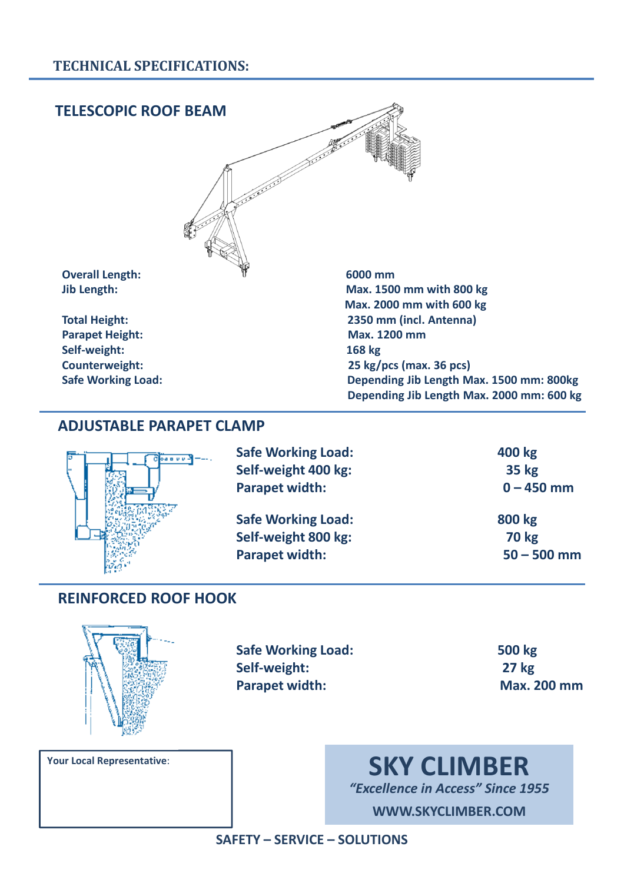## TECHNICAL SPECIFICATIONS:

### TELESCOPIC ROOF BEAM

| | |
|---|---|
| **Overall Length:** | **6000 mm** |
| **Jib Length:** | **Max. 1500 mm with 800 kg**<br>**Max. 2000 mm with 600 kg** |
| **Total Height:** | **2350 mm (incl. Antenna)** |
| **Parapet Height:** | **Max. 1200 mm** |
| **Self-weight:** | **168 kg** |
| **Counterweight:** | **25 kg/pcs (max. 36 pcs)** |
| **Safe Working Load:** | **Depending Jib Length Max. 1500 mm: 800kg**<br>**Depending Jib Length Max. 2000 mm: 600 kg** |

### ADJUSTABLE PARAPET CLAMP

| | |
|---|---|
| **Safe Working Load:** | **400 kg** |
| **Self-weight 400 kg:** | **35 kg** |
| **Parapet width:** | **0 – 450 mm** |
| **Safe Working Load:** | **800 kg** |
| **Self-weight 800 kg:** | **70 kg** |
| **Parapet width:** | **50 – 500 mm** |

### REINFORCED ROOF HOOK

| | |
|---|---|
| **Safe Working Load:** | **500 kg** |
| **Self-weight:** | **27 kg** |
| **Parapet width:** | **Max. 200 mm** |

**Your Local Representative**:

**SKY CLIMBER**

***"Excellence in Access" Since 1955***

**WWW.SKYCLIMBER.COM**

**SAFETY – SERVICE – SOLUTIONS**